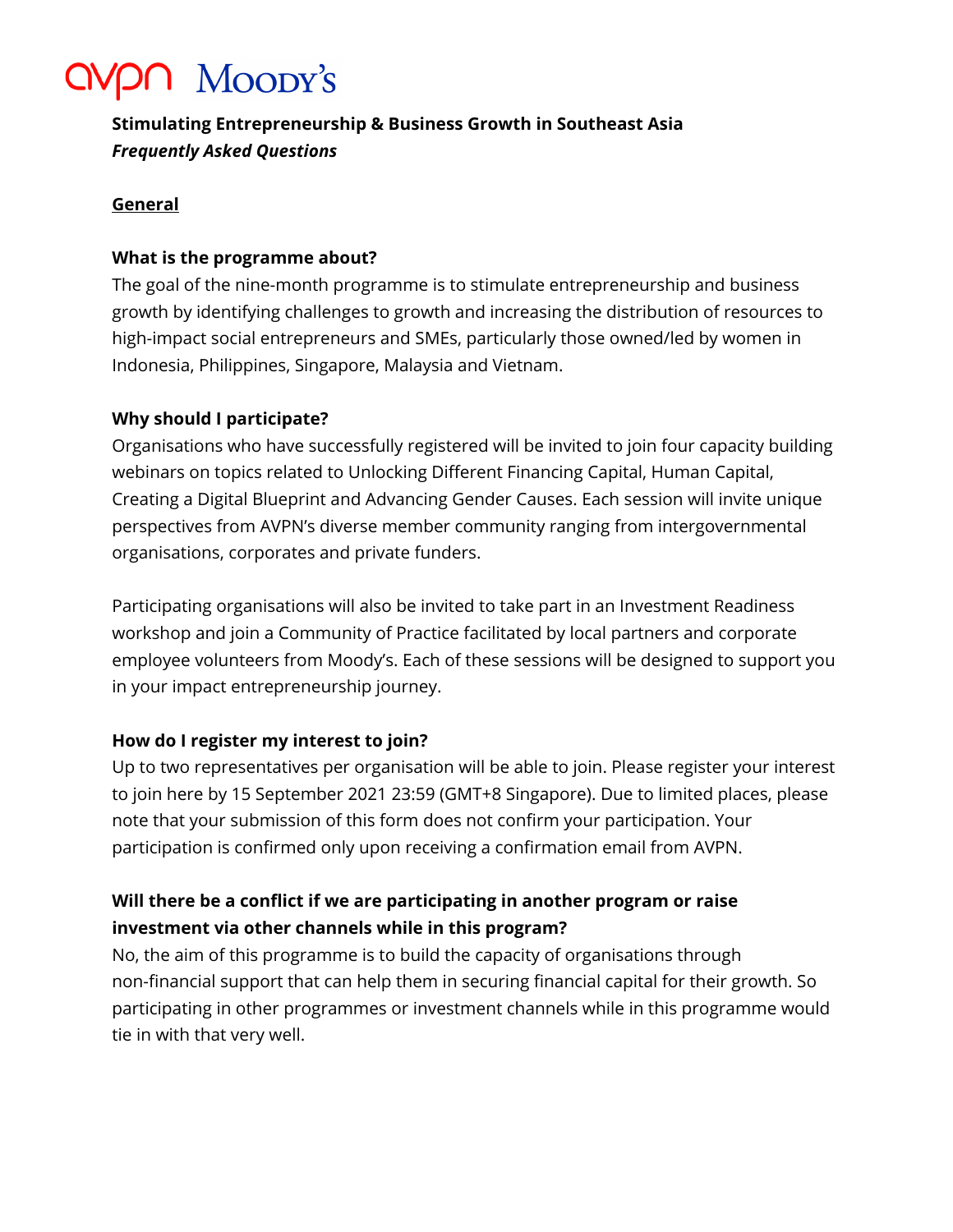avpn Moody's

## Stimulating Entrepreneurship & Business Growth in Southeast Asia
### *Frequently Asked Questions*

### General

**What is the programme about?**

The goal of the nine-month programme is to stimulate entrepreneurship and business growth by identifying challenges to growth and increasing the distribution of resources to high-impact social entrepreneurs and SMEs, particularly those owned/led by women in Indonesia, Philippines, Singapore, Malaysia and Vietnam.

**Why should I participate?**

Organisations who have successfully registered will be invited to join four capacity building webinars on topics related to Unlocking Different Financing Capital, Human Capital, Creating a Digital Blueprint and Advancing Gender Causes. Each session will invite unique perspectives from AVPN's diverse member community ranging from intergovernmental organisations, corporates and private funders.

Participating organisations will also be invited to take part in an Investment Readiness workshop and join a Community of Practice facilitated by local partners and corporate employee volunteers from Moody's. Each of these sessions will be designed to support you in your impact entrepreneurship journey.

**How do I register my interest to join?**

Up to two representatives per organisation will be able to join. Please register your interest to join here by 15 September 2021 23:59 (GMT+8 Singapore). Due to limited places, please note that your submission of this form does not confirm your participation. Your participation is confirmed only upon receiving a confirmation email from AVPN.

**Will there be a conflict if we are participating in another program or raise investment via other channels while in this program?**

No, the aim of this programme is to build the capacity of organisations through non-financial support that can help them in securing financial capital for their growth. So participating in other programmes or investment channels while in this programme would tie in with that very well.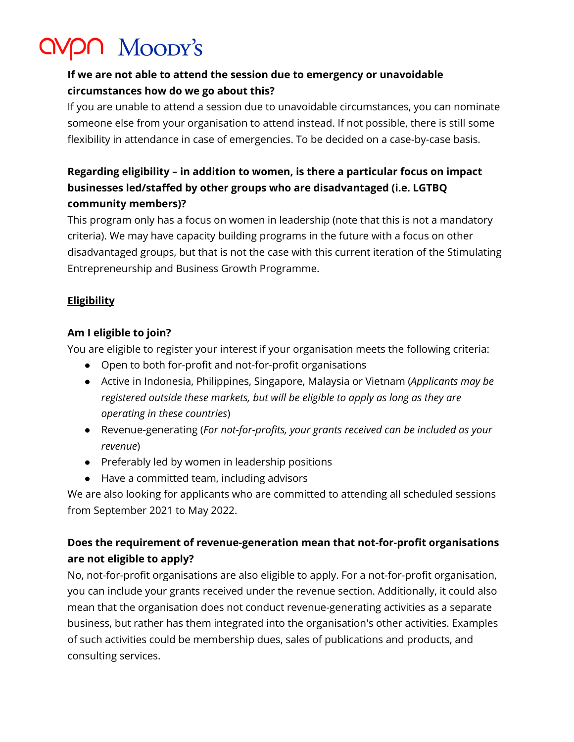**If we are not able to attend the session due to emergency or unavoidable circumstances how do we go about this?**

If you are unable to attend a session due to unavoidable circumstances, you can nominate someone else from your organisation to attend instead. If not possible, there is still some flexibility in attendance in case of emergencies. To be decided on a case-by-case basis.

**Regarding eligibility – in addition to women, is there a particular focus on impact businesses led/staffed by other groups who are disadvantaged (i.e. LGTBQ community members)?**

This program only has a focus on women in leadership (note that this is not a mandatory criteria). We may have capacity building programs in the future with a focus on other disadvantaged groups, but that is not the case with this current iteration of the Stimulating Entrepreneurship and Business Growth Programme.

## Eligibility

**Am I eligible to join?**

You are eligible to register your interest if your organisation meets the following criteria:

- Open to both for-profit and not-for-profit organisations
- Active in Indonesia, Philippines, Singapore, Malaysia or Vietnam (*Applicants may be registered outside these markets, but will be eligible to apply as long as they are operating in these countries*)
- Revenue-generating (*For not-for-profits, your grants received can be included as your revenue*)
- Preferably led by women in leadership positions
- Have a committed team, including advisors

We are also looking for applicants who are committed to attending all scheduled sessions from September 2021 to May 2022.

**Does the requirement of revenue-generation mean that not-for-profit organisations are not eligible to apply?**

No, not-for-profit organisations are also eligible to apply. For a not-for-profit organisation, you can include your grants received under the revenue section. Additionally, it could also mean that the organisation does not conduct revenue-generating activities as a separate business, but rather has them integrated into the organisation's other activities. Examples of such activities could be membership dues, sales of publications and products, and consulting services.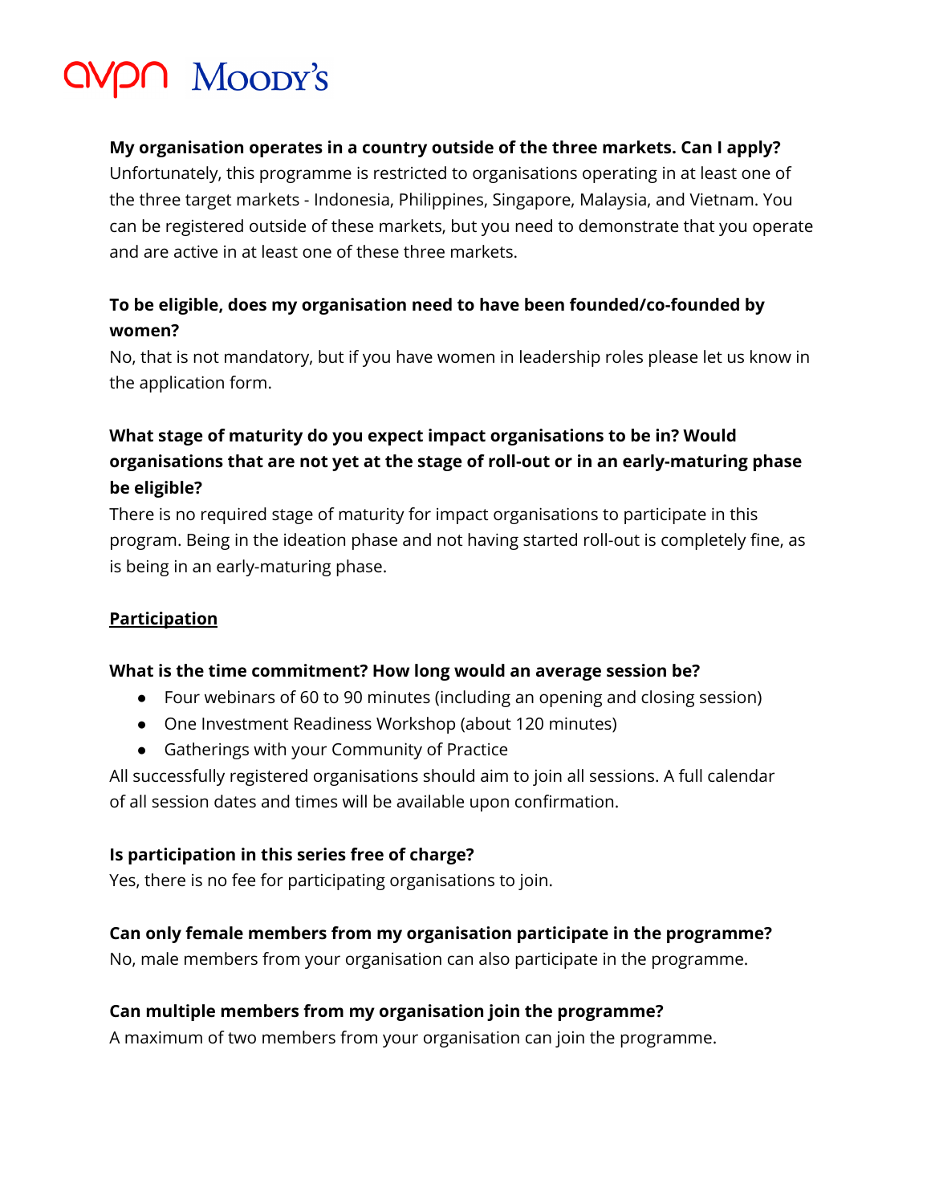**My organisation operates in a country outside of the three markets. Can I apply?**

Unfortunately, this programme is restricted to organisations operating in at least one of the three target markets - Indonesia, Philippines, Singapore, Malaysia, and Vietnam. You can be registered outside of these markets, but you need to demonstrate that you operate and are active in at least one of these three markets.

**To be eligible, does my organisation need to have been founded/co-founded by women?**

No, that is not mandatory, but if you have women in leadership roles please let us know in the application form.

**What stage of maturity do you expect impact organisations to be in? Would organisations that are not yet at the stage of roll-out or in an early-maturing phase be eligible?**

There is no required stage of maturity for impact organisations to participate in this program. Being in the ideation phase and not having started roll-out is completely fine, as is being in an early-maturing phase.

## Participation

**What is the time commitment? How long would an average session be?**

- Four webinars of 60 to 90 minutes (including an opening and closing session)
- One Investment Readiness Workshop (about 120 minutes)
- Gatherings with your Community of Practice

All successfully registered organisations should aim to join all sessions. A full calendar of all session dates and times will be available upon confirmation.

**Is participation in this series free of charge?**

Yes, there is no fee for participating organisations to join.

**Can only female members from my organisation participate in the programme?**

No, male members from your organisation can also participate in the programme.

**Can multiple members from my organisation join the programme?**

A maximum of two members from your organisation can join the programme.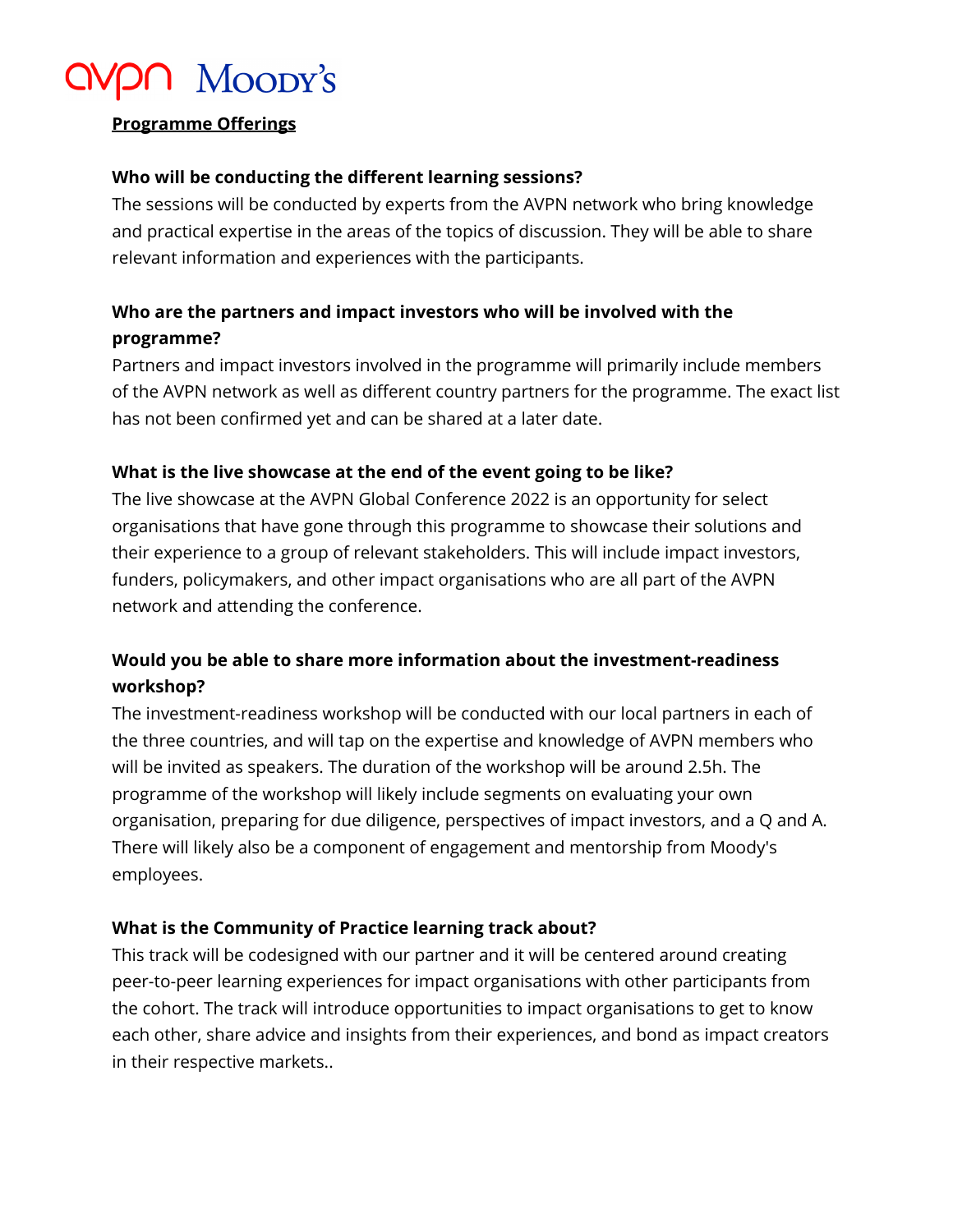**Programme Offerings**

**Who will be conducting the different learning sessions?**

The sessions will be conducted by experts from the AVPN network who bring knowledge and practical expertise in the areas of the topics of discussion. They will be able to share relevant information and experiences with the participants.

**Who are the partners and impact investors who will be involved with the programme?**

Partners and impact investors involved in the programme will primarily include members of the AVPN network as well as different country partners for the programme. The exact list has not been confirmed yet and can be shared at a later date.

**What is the live showcase at the end of the event going to be like?**

The live showcase at the AVPN Global Conference 2022 is an opportunity for select organisations that have gone through this programme to showcase their solutions and their experience to a group of relevant stakeholders. This will include impact investors, funders, policymakers, and other impact organisations who are all part of the AVPN network and attending the conference.

**Would you be able to share more information about the investment-readiness workshop?**

The investment-readiness workshop will be conducted with our local partners in each of the three countries, and will tap on the expertise and knowledge of AVPN members who will be invited as speakers. The duration of the workshop will be around 2.5h. The programme of the workshop will likely include segments on evaluating your own organisation, preparing for due diligence, perspectives of impact investors, and a Q and A. There will likely also be a component of engagement and mentorship from Moody's employees.

**What is the Community of Practice learning track about?**

This track will be codesigned with our partner and it will be centered around creating peer-to-peer learning experiences for impact organisations with other participants from the cohort. The track will introduce opportunities to impact organisations to get to know each other, share advice and insights from their experiences, and bond as impact creators in their respective markets..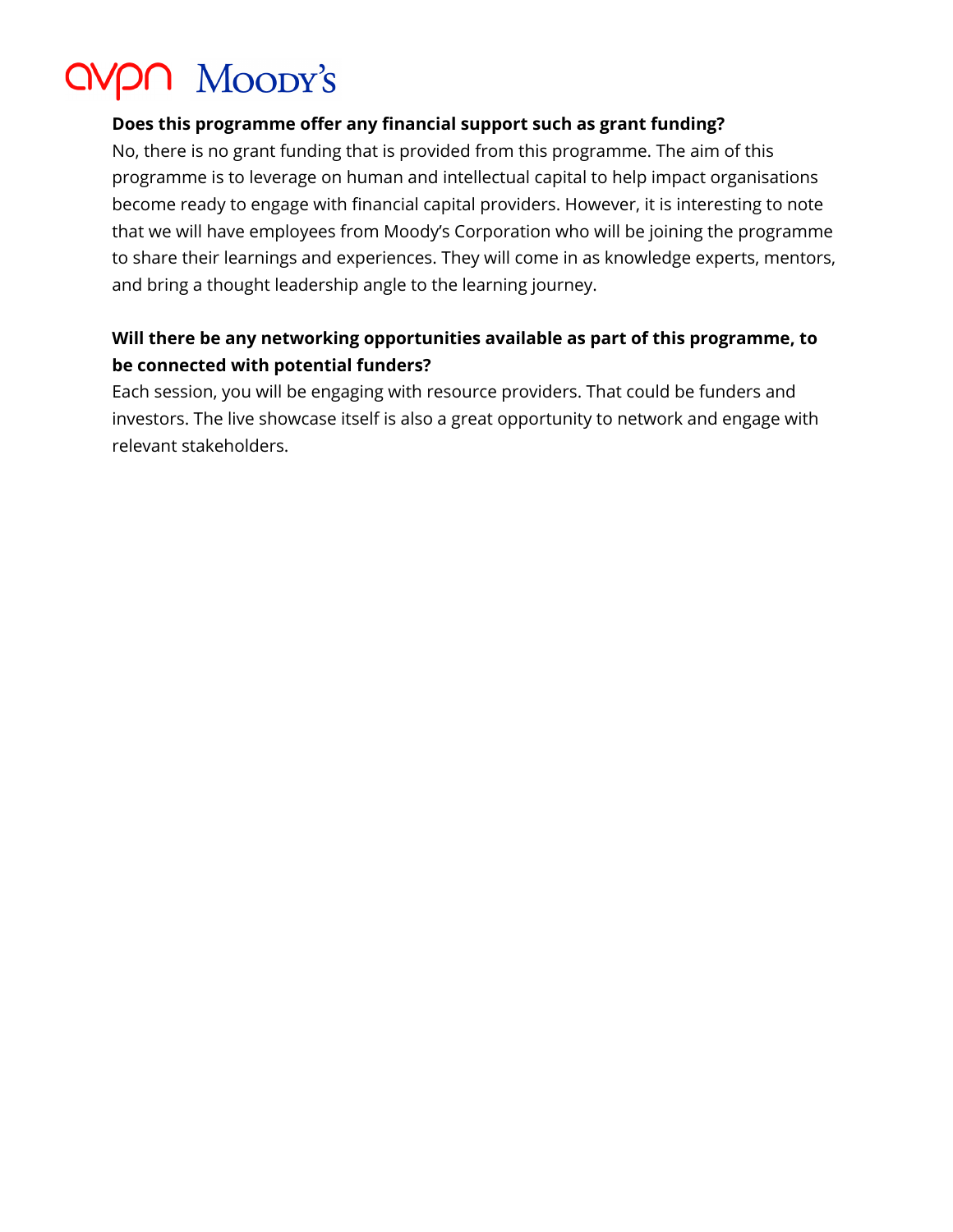**Does this programme offer any financial support such as grant funding?**

No, there is no grant funding that is provided from this programme. The aim of this programme is to leverage on human and intellectual capital to help impact organisations become ready to engage with financial capital providers. However, it is interesting to note that we will have employees from Moody's Corporation who will be joining the programme to share their learnings and experiences. They will come in as knowledge experts, mentors, and bring a thought leadership angle to the learning journey.

**Will there be any networking opportunities available as part of this programme, to be connected with potential funders?**

Each session, you will be engaging with resource providers. That could be funders and investors. The live showcase itself is also a great opportunity to network and engage with relevant stakeholders.